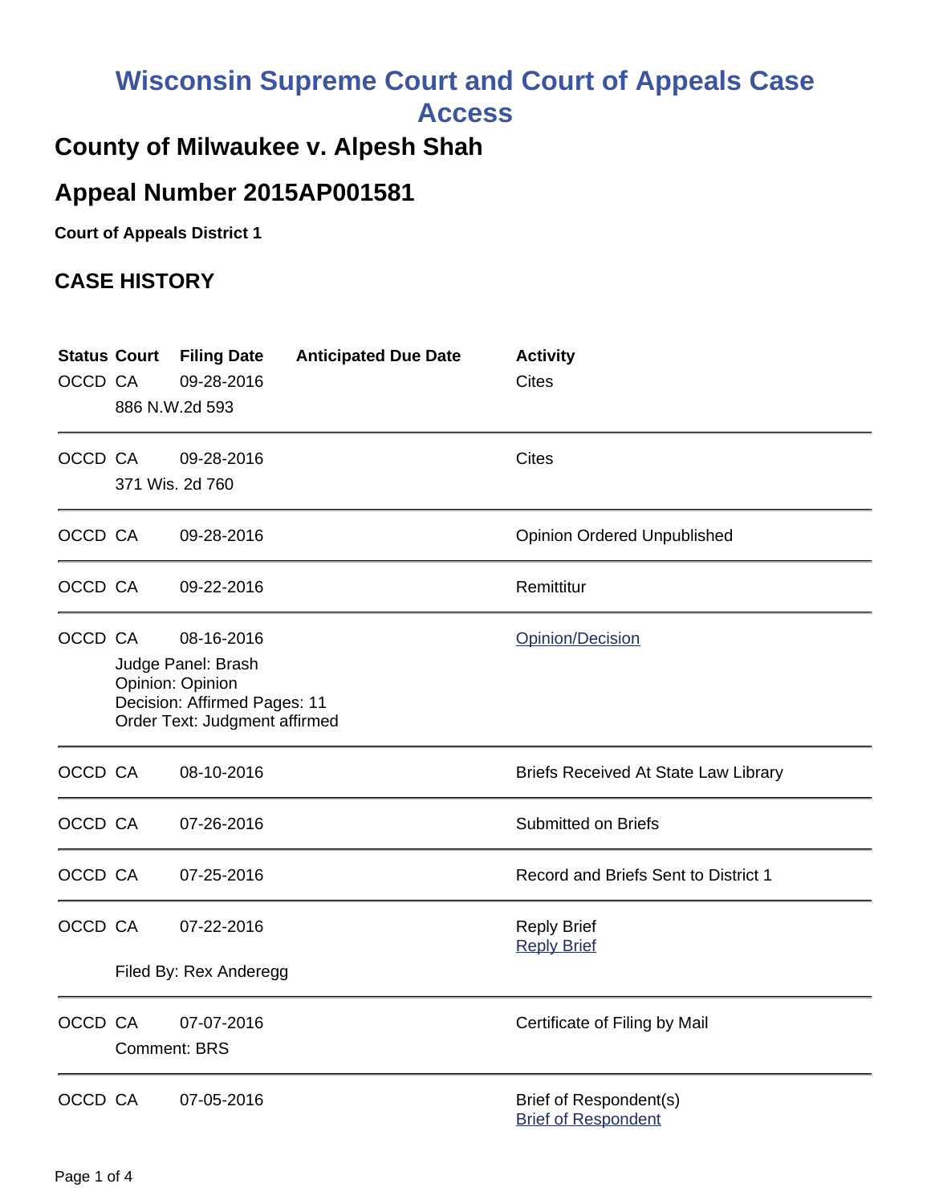# Wisconsin Supreme Court and Court of Appeals Case Access

## County of Milwaukee v. Alpesh Shah

## Appeal Number 2015AP001581

**Court of Appeals District 1**

### CASE HISTORY

| Status | Court | Filing Date | Anticipated Due Date | Activity |
|---|---|---|---|---|
| OCCD | CA | 09-28-2016 | | Cites |
| | 886 N.W.2d 593 | | | |
| OCCD | CA | 09-28-2016 | | Cites |
| | 371 Wis. 2d 760 | | | |
| OCCD | CA | 09-28-2016 | | Opinion Ordered Unpublished |
| OCCD | CA | 09-22-2016 | | Remittitur |
| OCCD | CA | 08-16-2016 | | Opinion/Decision |
| | Judge Panel: Brash<br>Opinion: Opinion<br>Decision: Affirmed Pages: 11<br>Order Text: Judgment affirmed | | | |
| OCCD | CA | 08-10-2016 | | Briefs Received At State Law Library |
| OCCD | CA | 07-26-2016 | | Submitted on Briefs |
| OCCD | CA | 07-25-2016 | | Record and Briefs Sent to District 1 |
| OCCD | CA | 07-22-2016 | | Reply Brief<br>Reply Brief |
| | Filed By: Rex Anderegg | | | |
| OCCD | CA | 07-07-2016 | | Certificate of Filing by Mail |
| | Comment: BRS | | | |
| OCCD | CA | 07-05-2016 | | Brief of Respondent(s)<br>Brief of Respondent |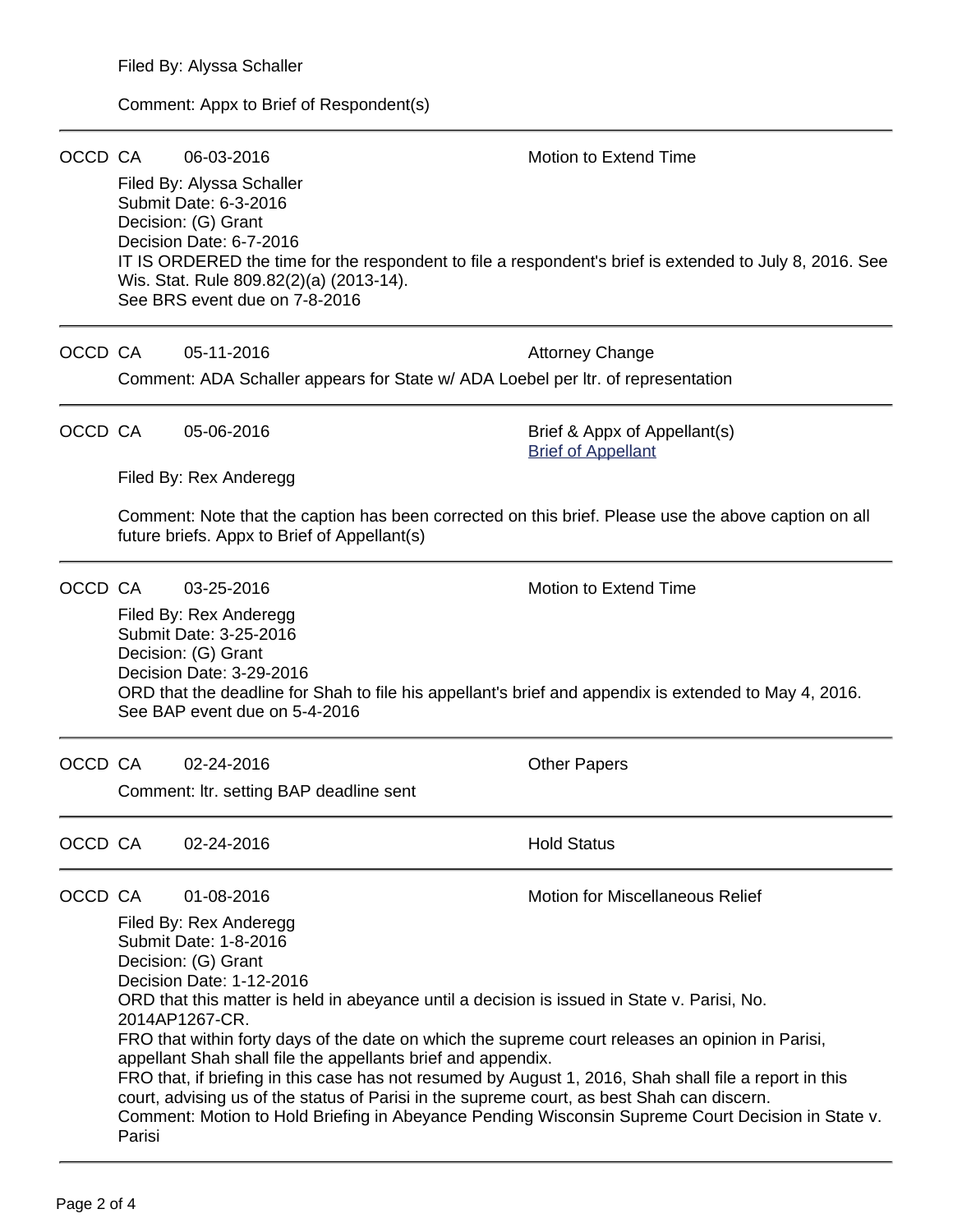Filed By: Alyssa Schaller

Comment: Appx to Brief of Respondent(s)

---

OCCD CA 06-03-2016 Motion to Extend Time

Filed By: Alyssa Schaller
Submit Date: 6-3-2016
Decision: (G) Grant
Decision Date: 6-7-2016
IT IS ORDERED the time for the respondent to file a respondent's brief is extended to July 8, 2016. See Wis. Stat. Rule 809.82(2)(a) (2013-14).
See BRS event due on 7-8-2016

---

OCCD CA 05-11-2016 Attorney Change

Comment: ADA Schaller appears for State w/ ADA Loebel per ltr. of representation

---

OCCD CA 05-06-2016 Brief & Appx of Appellant(s)
Brief of Appellant

Filed By: Rex Anderegg

Comment: Note that the caption has been corrected on this brief. Please use the above caption on all future briefs. Appx to Brief of Appellant(s)

---

OCCD CA 03-25-2016 Motion to Extend Time

Filed By: Rex Anderegg
Submit Date: 3-25-2016
Decision: (G) Grant
Decision Date: 3-29-2016
ORD that the deadline for Shah to file his appellant's brief and appendix is extended to May 4, 2016.
See BAP event due on 5-4-2016

---

OCCD CA 02-24-2016 Other Papers

Comment: ltr. setting BAP deadline sent

---

OCCD CA 02-24-2016 Hold Status

---

OCCD CA 01-08-2016 Motion for Miscellaneous Relief

Filed By: Rex Anderegg
Submit Date: 1-8-2016
Decision: (G) Grant
Decision Date: 1-12-2016
ORD that this matter is held in abeyance until a decision is issued in State v. Parisi, No. 2014AP1267-CR.
FRO that within forty days of the date on which the supreme court releases an opinion in Parisi, appellant Shah shall file the appellants brief and appendix.
FRO that, if briefing in this case has not resumed by August 1, 2016, Shah shall file a report in this court, advising us of the status of Parisi in the supreme court, as best Shah can discern.
Comment: Motion to Hold Briefing in Abeyance Pending Wisconsin Supreme Court Decision in State v. Parisi

---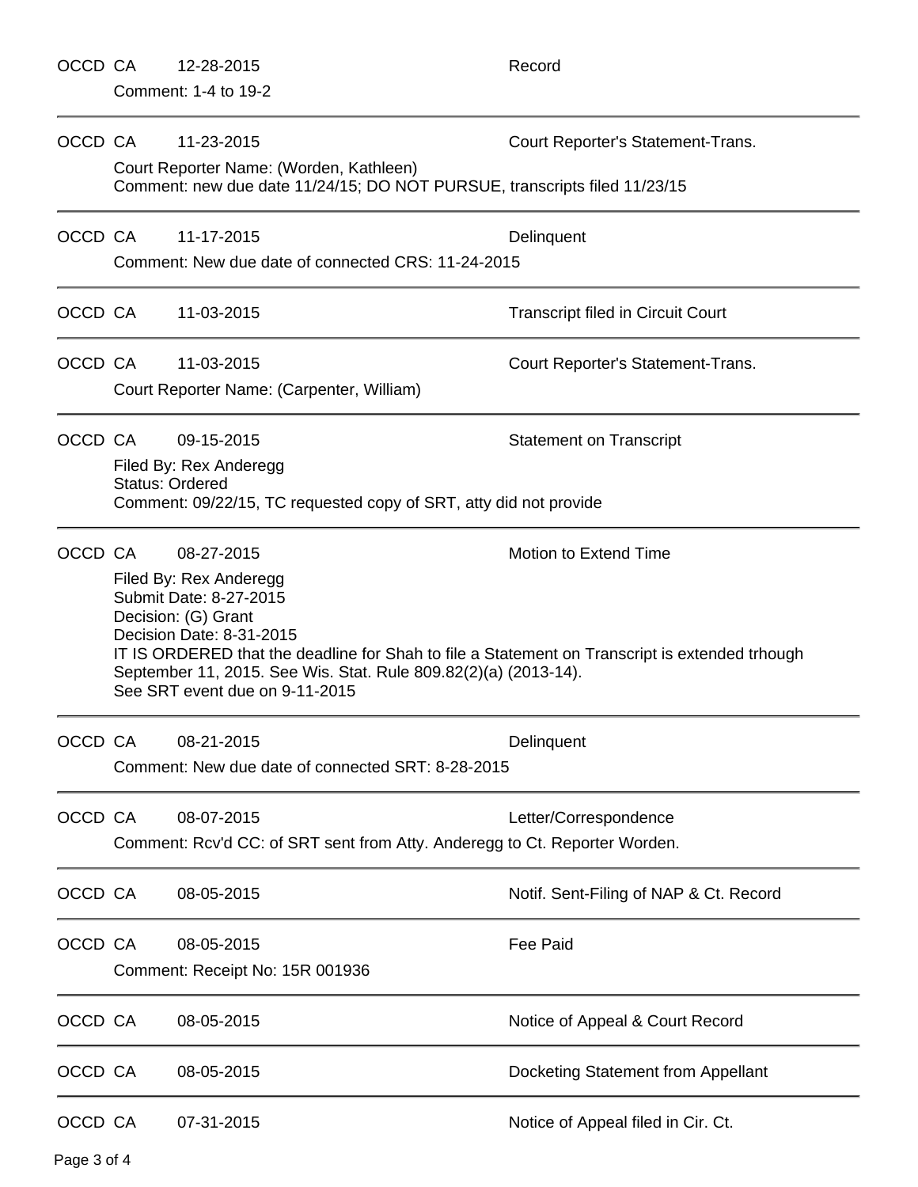OCCD CA 12-28-2015 Record

Comment: 1-4 to 19-2

---

OCCD CA 11-23-2015 Court Reporter's Statement-Trans.

Court Reporter Name: (Worden, Kathleen)
Comment: new due date 11/24/15; DO NOT PURSUE, transcripts filed 11/23/15

---

OCCD CA 11-17-2015 Delinquent

Comment: New due date of connected CRS: 11-24-2015

---

OCCD CA 11-03-2015 Transcript filed in Circuit Court

---

OCCD CA 11-03-2015 Court Reporter's Statement-Trans.

Court Reporter Name: (Carpenter, William)

---

OCCD CA 09-15-2015 Statement on Transcript

Filed By: Rex Anderegg
Status: Ordered
Comment: 09/22/15, TC requested copy of SRT, atty did not provide

---

OCCD CA 08-27-2015 Motion to Extend Time

Filed By: Rex Anderegg
Submit Date: 8-27-2015
Decision: (G) Grant
Decision Date: 8-31-2015
IT IS ORDERED that the deadline for Shah to file a Statement on Transcript is extended trhough September 11, 2015. See Wis. Stat. Rule 809.82(2)(a) (2013-14).
See SRT event due on 9-11-2015

---

OCCD CA 08-21-2015 Delinquent

Comment: New due date of connected SRT: 8-28-2015

---

OCCD CA 08-07-2015 Letter/Correspondence

Comment: Rcv'd CC: of SRT sent from Atty. Anderegg to Ct. Reporter Worden.

---

OCCD CA 08-05-2015 Notif. Sent-Filing of NAP & Ct. Record

---

OCCD CA 08-05-2015 Fee Paid

Comment: Receipt No: 15R 001936

---

OCCD CA 08-05-2015 Notice of Appeal & Court Record

---

OCCD CA 08-05-2015 Docketing Statement from Appellant

---

OCCD CA 07-31-2015 Notice of Appeal filed in Cir. Ct.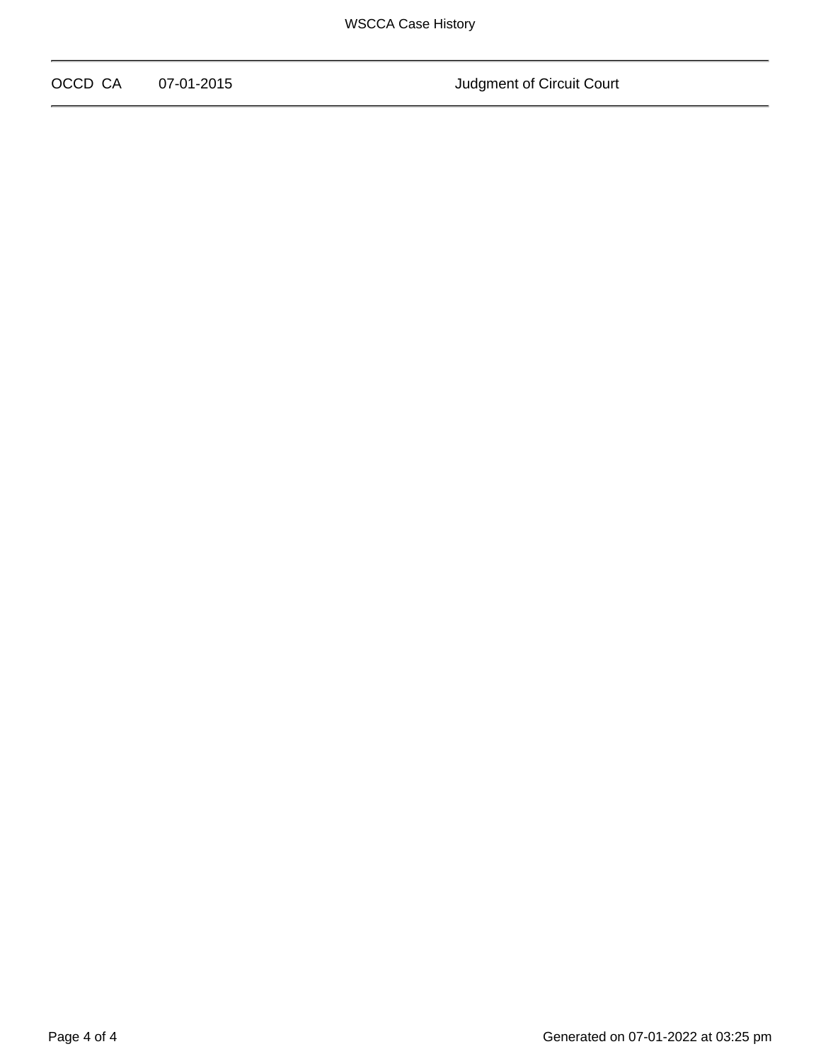| | | |
|---|---|---|
| OCCD CA | 07-01-2015 | Judgment of Circuit Court |